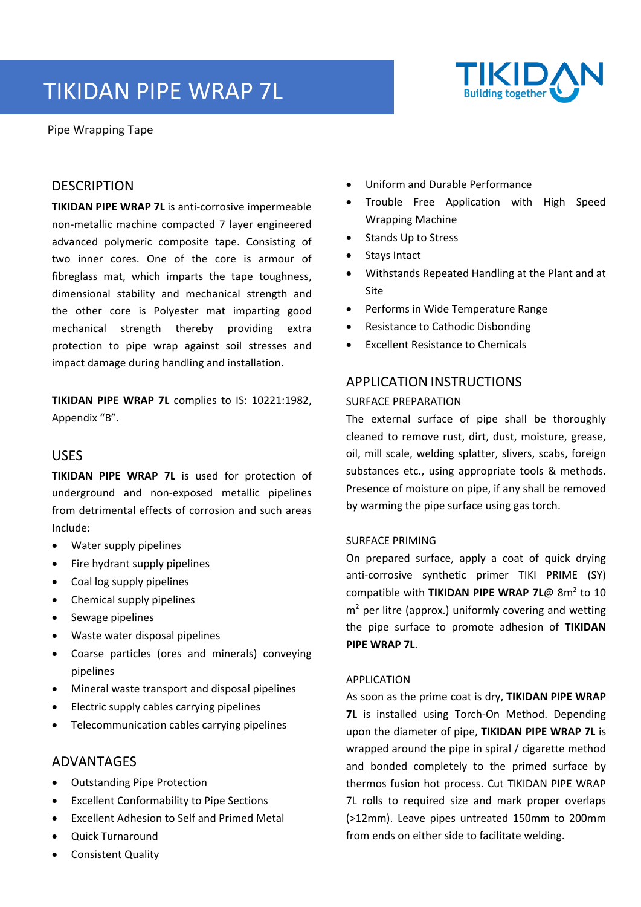# TIKIDAN PIPE WRAP 7L

Pipe Wrapping Tape

## DESCRIPTION

**TIKIDAN PIPE WRAP 7L** is anti-corrosive impermeable non-metallic machine compacted 7 layer engineered advanced polymeric composite tape. Consisting of two inner cores. One of the core is armour of fibreglass mat, which imparts the tape toughness, dimensional stability and mechanical strength and the other core is Polyester mat imparting good mechanical strength thereby providing extra protection to pipe wrap against soil stresses and impact damage during handling and installation.

**TIKIDAN PIPE WRAP 7L** complies to IS: 10221:1982, Appendix "B".

## USES

**TIKIDAN PIPE WRAP 7L** is used for protection of underground and non-exposed metallic pipelines from detrimental effects of corrosion and such areas Include:

- Water supply pipelines
- Fire hydrant supply pipelines
- Coal log supply pipelines
- Chemical supply pipelines
- Sewage pipelines
- Waste water disposal pipelines
- Coarse particles (ores and minerals) conveying pipelines
- Mineral waste transport and disposal pipelines
- Electric supply cables carrying pipelines
- Telecommunication cables carrying pipelines

## ADVANTAGES

- Outstanding Pipe Protection
- Excellent Conformability to Pipe Sections
- Excellent Adhesion to Self and Primed Metal
- Quick Turnaround
- Consistent Quality
- Uniform and Durable Performance
- Trouble Free Application with High Speed Wrapping Machine
- Stands Up to Stress
- Stays Intact
- Withstands Repeated Handling at the Plant and at Site
- Performs in Wide Temperature Range
- Resistance to Cathodic Disbonding
- Excellent Resistance to Chemicals

## APPLICATION INSTRUCTIONS

### SURFACE PREPARATION

The external surface of pipe shall be thoroughly cleaned to remove rust, dirt, dust, moisture, grease, oil, mill scale, welding splatter, slivers, scabs, foreign substances etc., using appropriate tools & methods. Presence of moisture on pipe, if any shall be removed by warming the pipe surface using gas torch.

### SURFACE PRIMING

On prepared surface, apply a coat of quick drying anti-corrosive synthetic primer TIKI PRIME (SY) compatible with **TIKIDAN PIPE WRAP 7L**@ 8m$^2$ to 10 m$^2$ per litre (approx.) uniformly covering and wetting the pipe surface to promote adhesion of **TIKIDAN PIPE WRAP 7L**.

### APPLICATION

As soon as the prime coat is dry, **TIKIDAN PIPE WRAP 7L** is installed using Torch-On Method. Depending upon the diameter of pipe, **TIKIDAN PIPE WRAP 7L** is wrapped around the pipe in spiral / cigarette method and bonded completely to the primed surface by thermos fusion hot process. Cut TIKIDAN PIPE WRAP 7L rolls to required size and mark proper overlaps (>12mm). Leave pipes untreated 150mm to 200mm from ends on either side to facilitate welding.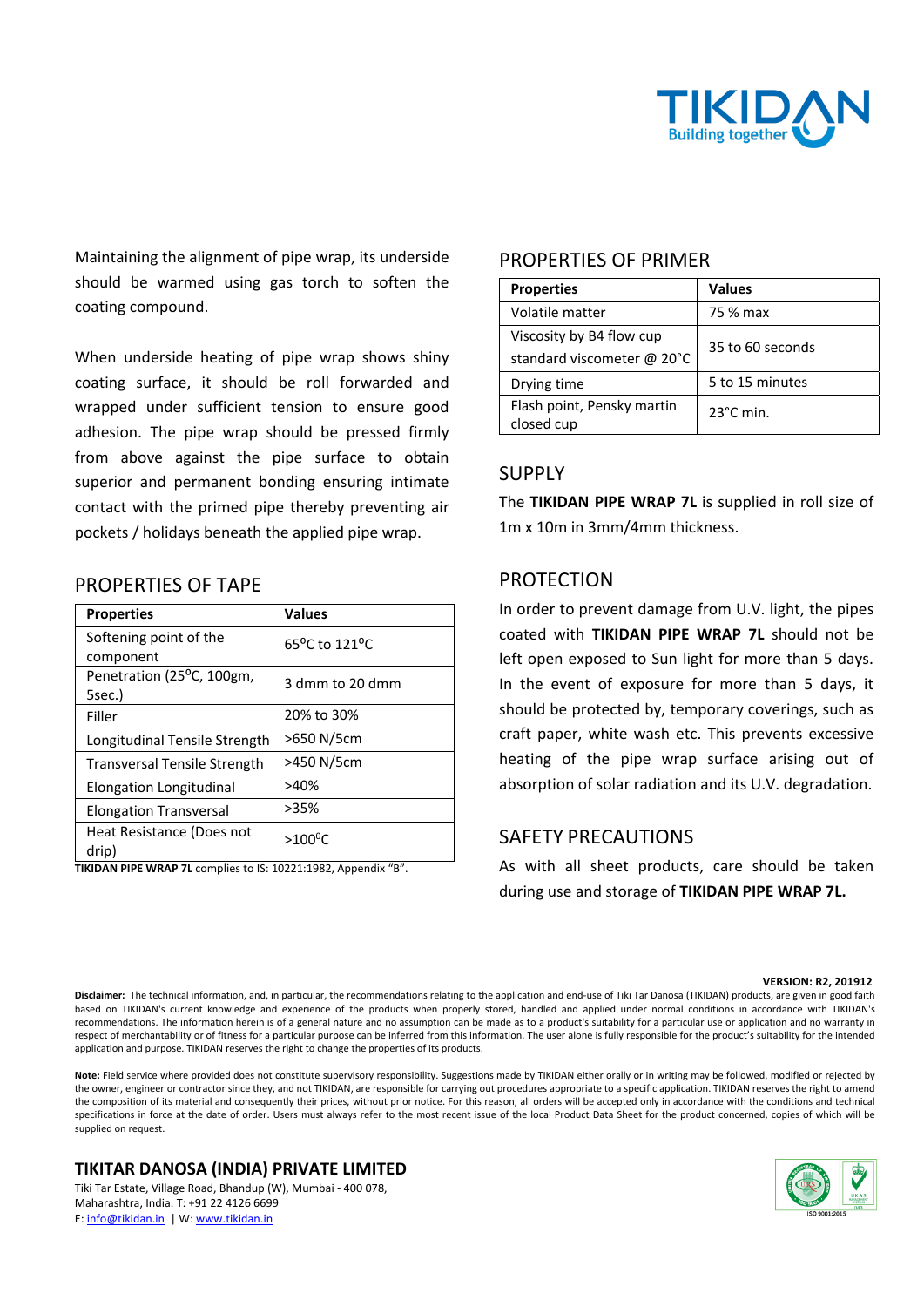Maintaining the alignment of pipe wrap, its underside should be warmed using gas torch to soften the coating compound.

When underside heating of pipe wrap shows shiny coating surface, it should be roll forwarded and wrapped under sufficient tension to ensure good adhesion. The pipe wrap should be pressed firmly from above against the pipe surface to obtain superior and permanent bonding ensuring intimate contact with the primed pipe thereby preventing air pockets / holidays beneath the applied pipe wrap.

## PROPERTIES OF TAPE

| Properties | Values |
|---|---|
| Softening point of the component | 65°C to 121°C |
| Penetration (25°C, 100gm, 5sec.) | 3 dmm to 20 dmm |
| Filler | 20% to 30% |
| Longitudinal Tensile Strength | >650 N/5cm |
| Transversal Tensile Strength | >450 N/5cm |
| Elongation Longitudinal | >40% |
| Elongation Transversal | >35% |
| Heat Resistance (Does not drip) | >100°C |

**TIKIDAN PIPE WRAP 7L** complies to IS: 10221:1982, Appendix "B".

## PROPERTIES OF PRIMER

| Properties | Values |
|---|---|
| Volatile matter | 75 % max |
| Viscosity by B4 flow cup standard viscometer @ 20°C | 35 to 60 seconds |
| Drying time | 5 to 15 minutes |
| Flash point, Pensky martin closed cup | 23°C min. |

## SUPPLY

The **TIKIDAN PIPE WRAP 7L** is supplied in roll size of 1m x 10m in 3mm/4mm thickness.

## PROTECTION

In order to prevent damage from U.V. light, the pipes coated with **TIKIDAN PIPE WRAP 7L** should not be left open exposed to Sun light for more than 5 days. In the event of exposure for more than 5 days, it should be protected by, temporary coverings, such as craft paper, white wash etc. This prevents excessive heating of the pipe wrap surface arising out of absorption of solar radiation and its U.V. degradation.

## SAFETY PRECAUTIONS

As with all sheet products, care should be taken during use and storage of **TIKIDAN PIPE WRAP 7L.**

**VERSION: R2, 201912**

**Disclaimer:** The technical information, and, in particular, the recommendations relating to the application and end-use of Tiki Tar Danosa (TIKIDAN) products, are given in good faith based on TIKIDAN's current knowledge and experience of the products when properly stored, handled and applied under normal conditions in accordance with TIKIDAN's recommendations. The information herein is of a general nature and no assumption can be made as to a product's suitability for a particular use or application and no warranty in respect of merchantability or of fitness for a particular purpose can be inferred from this information. The user alone is fully responsible for the product's suitability for the intended application and purpose. TIKIDAN reserves the right to change the properties of its products.

**Note:** Field service where provided does not constitute supervisory responsibility. Suggestions made by TIKIDAN either orally or in writing may be followed, modified or rejected by the owner, engineer or contractor since they, and not TIKIDAN, are responsible for carrying out procedures appropriate to a specific application. TIKIDAN reserves the right to amend the composition of its material and consequently their prices, without prior notice. For this reason, all orders will be accepted only in accordance with the conditions and technical specifications in force at the date of order. Users must always refer to the most recent issue of the local Product Data Sheet for the product concerned, copies of which will be supplied on request.

**TIKITAR DANOSA (INDIA) PRIVATE LIMITED**

Tiki Tar Estate, Village Road, Bhandup (W), Mumbai - 400 078,
Maharashtra, India. T: +91 22 4126 6699
E: info@tikidan.in | W: www.tikidan.in

ISO 9001:2015